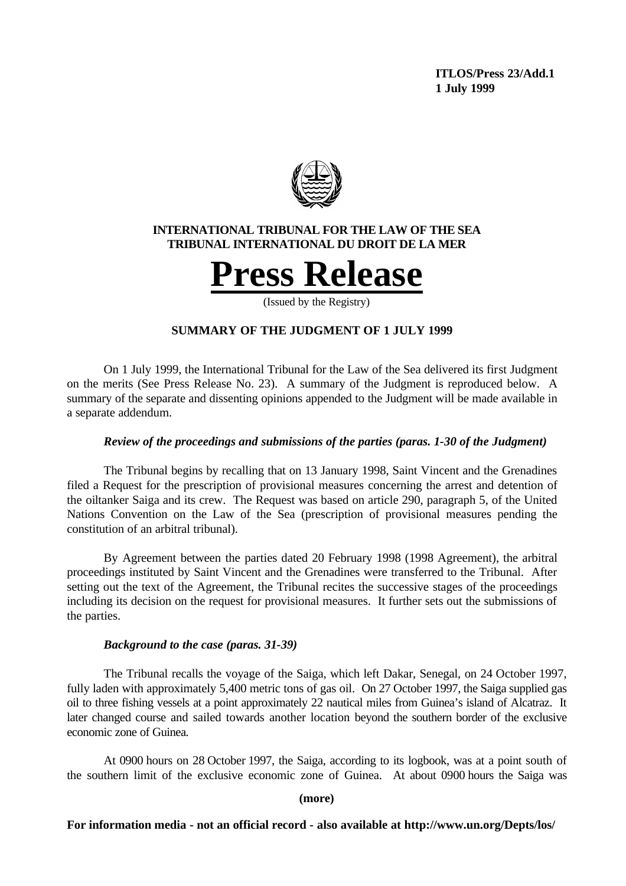**ITLOS/Press 23/Add.1**
**1 July 1999**

**INTERNATIONAL TRIBUNAL FOR THE LAW OF THE SEA**
**TRIBUNAL INTERNATIONAL DU DROIT DE LA MER**

# Press Release

(Issued by the Registry)

## SUMMARY OF THE JUDGMENT OF 1 JULY 1999

On 1 July 1999, the International Tribunal for the Law of the Sea delivered its first Judgment on the merits (See Press Release No. 23). A summary of the Judgment is reproduced below. A summary of the separate and dissenting opinions appended to the Judgment will be made available in a separate addendum.

### *Review of the proceedings and submissions of the parties (paras. 1-30 of the Judgment)*

The Tribunal begins by recalling that on 13 January 1998, Saint Vincent and the Grenadines filed a Request for the prescription of provisional measures concerning the arrest and detention of the oiltanker Saiga and its crew. The Request was based on article 290, paragraph 5, of the United Nations Convention on the Law of the Sea (prescription of provisional measures pending the constitution of an arbitral tribunal).

By Agreement between the parties dated 20 February 1998 (1998 Agreement), the arbitral proceedings instituted by Saint Vincent and the Grenadines were transferred to the Tribunal. After setting out the text of the Agreement, the Tribunal recites the successive stages of the proceedings including its decision on the request for provisional measures. It further sets out the submissions of the parties.

### *Background to the case (paras. 31-39)*

The Tribunal recalls the voyage of the Saiga, which left Dakar, Senegal, on 24 October 1997, fully laden with approximately 5,400 metric tons of gas oil. On 27 October 1997, the Saiga supplied gas oil to three fishing vessels at a point approximately 22 nautical miles from Guinea's island of Alcatraz. It later changed course and sailed towards another location beyond the southern border of the exclusive economic zone of Guinea.

At 0900 hours on 28 October 1997, the Saiga, according to its logbook, was at a point south of the southern limit of the exclusive economic zone of Guinea. At about 0900 hours the Saiga was

**(more)**

**For information media - not an official record - also available at http://www.un.org/Depts/los/**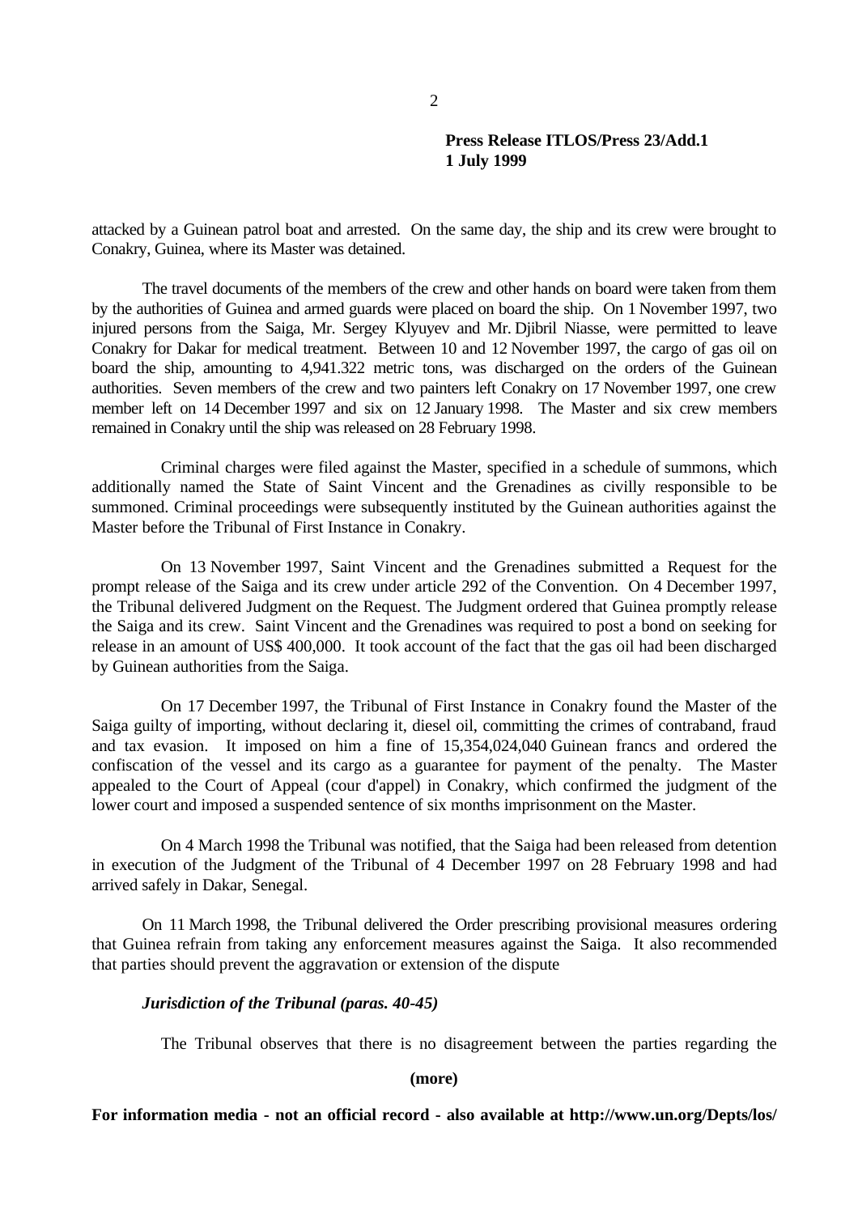attacked by a Guinean patrol boat and arrested. On the same day, the ship and its crew were brought to Conakry, Guinea, where its Master was detained.

The travel documents of the members of the crew and other hands on board were taken from them by the authorities of Guinea and armed guards were placed on board the ship. On 1 November 1997, two injured persons from the Saiga, Mr. Sergey Klyuyev and Mr. Djibril Niasse, were permitted to leave Conakry for Dakar for medical treatment. Between 10 and 12 November 1997, the cargo of gas oil on board the ship, amounting to 4,941.322 metric tons, was discharged on the orders of the Guinean authorities. Seven members of the crew and two painters left Conakry on 17 November 1997, one crew member left on 14 December 1997 and six on 12 January 1998. The Master and six crew members remained in Conakry until the ship was released on 28 February 1998.

Criminal charges were filed against the Master, specified in a schedule of summons, which additionally named the State of Saint Vincent and the Grenadines as civilly responsible to be summoned. Criminal proceedings were subsequently instituted by the Guinean authorities against the Master before the Tribunal of First Instance in Conakry.

On 13 November 1997, Saint Vincent and the Grenadines submitted a Request for the prompt release of the Saiga and its crew under article 292 of the Convention. On 4 December 1997, the Tribunal delivered Judgment on the Request. The Judgment ordered that Guinea promptly release the Saiga and its crew. Saint Vincent and the Grenadines was required to post a bond on seeking for release in an amount of US$ 400,000. It took account of the fact that the gas oil had been discharged by Guinean authorities from the Saiga.

On 17 December 1997, the Tribunal of First Instance in Conakry found the Master of the Saiga guilty of importing, without declaring it, diesel oil, committing the crimes of contraband, fraud and tax evasion. It imposed on him a fine of 15,354,024,040 Guinean francs and ordered the confiscation of the vessel and its cargo as a guarantee for payment of the penalty. The Master appealed to the Court of Appeal (cour d'appel) in Conakry, which confirmed the judgment of the lower court and imposed a suspended sentence of six months imprisonment on the Master.

On 4 March 1998 the Tribunal was notified, that the Saiga had been released from detention in execution of the Judgment of the Tribunal of 4 December 1997 on 28 February 1998 and had arrived safely in Dakar, Senegal.

On 11 March 1998, the Tribunal delivered the Order prescribing provisional measures ordering that Guinea refrain from taking any enforcement measures against the Saiga. It also recommended that parties should prevent the aggravation or extension of the dispute

***Jurisdiction of the Tribunal (paras. 40-45)***

The Tribunal observes that there is no disagreement between the parties regarding the

**(more)**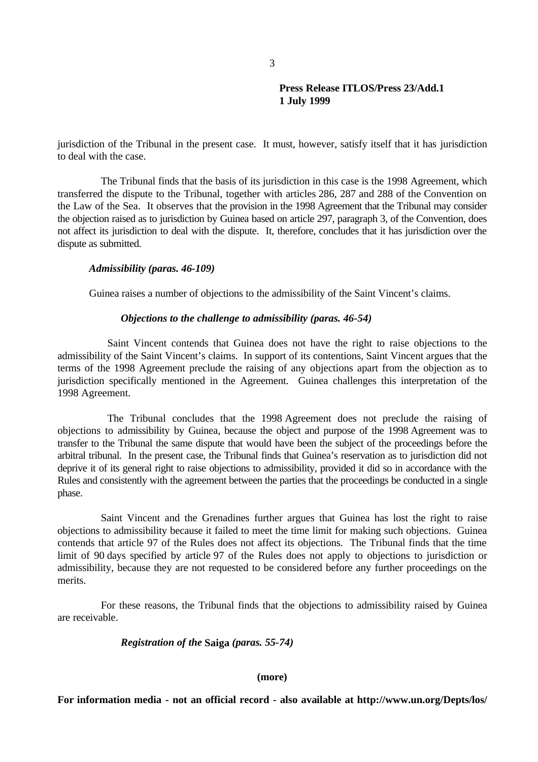jurisdiction of the Tribunal in the present case. It must, however, satisfy itself that it has jurisdiction to deal with the case.

The Tribunal finds that the basis of its jurisdiction in this case is the 1998 Agreement, which transferred the dispute to the Tribunal, together with articles 286, 287 and 288 of the Convention on the Law of the Sea. It observes that the provision in the 1998 Agreement that the Tribunal may consider the objection raised as to jurisdiction by Guinea based on article 297, paragraph 3, of the Convention, does not affect its jurisdiction to deal with the dispute. It, therefore, concludes that it has jurisdiction over the dispute as submitted.

***Admissibility (paras. 46-109)***

Guinea raises a number of objections to the admissibility of the Saint Vincent's claims.

***Objections to the challenge to admissibility (paras. 46-54)***

Saint Vincent contends that Guinea does not have the right to raise objections to the admissibility of the Saint Vincent's claims. In support of its contentions, Saint Vincent argues that the terms of the 1998 Agreement preclude the raising of any objections apart from the objection as to jurisdiction specifically mentioned in the Agreement. Guinea challenges this interpretation of the 1998 Agreement.

The Tribunal concludes that the 1998 Agreement does not preclude the raising of objections to admissibility by Guinea, because the object and purpose of the 1998 Agreement was to transfer to the Tribunal the same dispute that would have been the subject of the proceedings before the arbitral tribunal. In the present case, the Tribunal finds that Guinea's reservation as to jurisdiction did not deprive it of its general right to raise objections to admissibility, provided it did so in accordance with the Rules and consistently with the agreement between the parties that the proceedings be conducted in a single phase.

Saint Vincent and the Grenadines further argues that Guinea has lost the right to raise objections to admissibility because it failed to meet the time limit for making such objections. Guinea contends that article 97 of the Rules does not affect its objections. The Tribunal finds that the time limit of 90 days specified by article 97 of the Rules does not apply to objections to jurisdiction or admissibility, because they are not requested to be considered before any further proceedings on the merits.

For these reasons, the Tribunal finds that the objections to admissibility raised by Guinea are receivable.

***Registration of the* Saiga *(paras. 55-74)***

**(more)**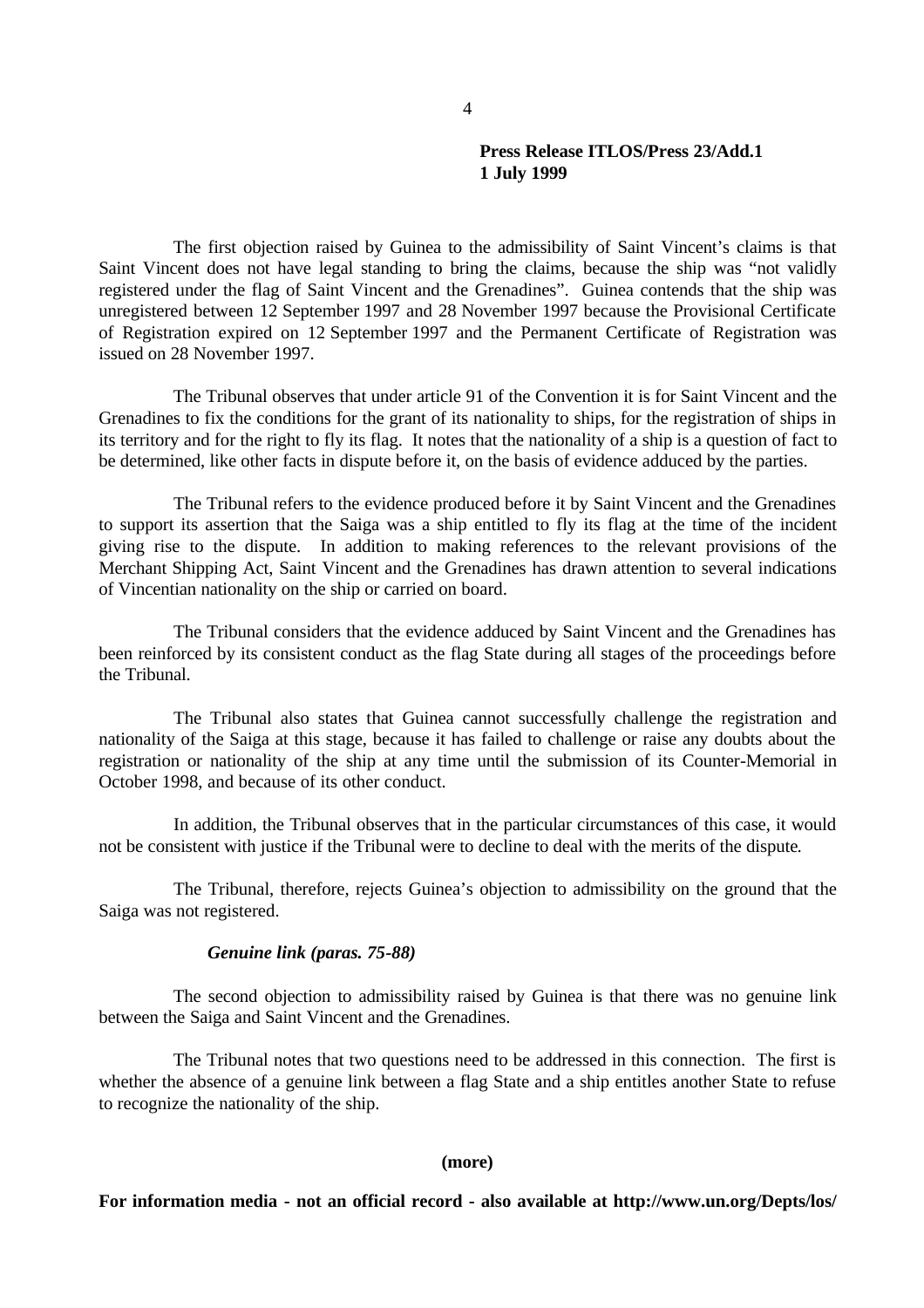The first objection raised by Guinea to the admissibility of Saint Vincent's claims is that Saint Vincent does not have legal standing to bring the claims, because the ship was "not validly registered under the flag of Saint Vincent and the Grenadines". Guinea contends that the ship was unregistered between 12 September 1997 and 28 November 1997 because the Provisional Certificate of Registration expired on 12 September 1997 and the Permanent Certificate of Registration was issued on 28 November 1997.

The Tribunal observes that under article 91 of the Convention it is for Saint Vincent and the Grenadines to fix the conditions for the grant of its nationality to ships, for the registration of ships in its territory and for the right to fly its flag. It notes that the nationality of a ship is a question of fact to be determined, like other facts in dispute before it, on the basis of evidence adduced by the parties.

The Tribunal refers to the evidence produced before it by Saint Vincent and the Grenadines to support its assertion that the Saiga was a ship entitled to fly its flag at the time of the incident giving rise to the dispute. In addition to making references to the relevant provisions of the Merchant Shipping Act, Saint Vincent and the Grenadines has drawn attention to several indications of Vincentian nationality on the ship or carried on board.

The Tribunal considers that the evidence adduced by Saint Vincent and the Grenadines has been reinforced by its consistent conduct as the flag State during all stages of the proceedings before the Tribunal.

The Tribunal also states that Guinea cannot successfully challenge the registration and nationality of the Saiga at this stage, because it has failed to challenge or raise any doubts about the registration or nationality of the ship at any time until the submission of its Counter-Memorial in October 1998, and because of its other conduct.

In addition, the Tribunal observes that in the particular circumstances of this case, it would not be consistent with justice if the Tribunal were to decline to deal with the merits of the dispute.

The Tribunal, therefore, rejects Guinea's objection to admissibility on the ground that the Saiga was not registered.

***Genuine link (paras. 75-88)***

The second objection to admissibility raised by Guinea is that there was no genuine link between the Saiga and Saint Vincent and the Grenadines.

The Tribunal notes that two questions need to be addressed in this connection. The first is whether the absence of a genuine link between a flag State and a ship entitles another State to refuse to recognize the nationality of the ship.

**(more)**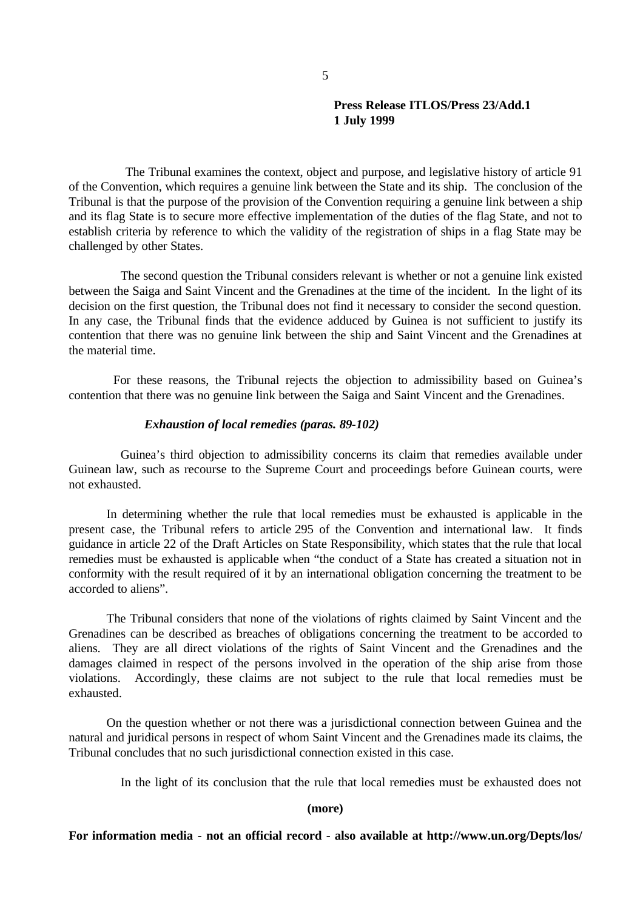The Tribunal examines the context, object and purpose, and legislative history of article 91 of the Convention, which requires a genuine link between the State and its ship. The conclusion of the Tribunal is that the purpose of the provision of the Convention requiring a genuine link between a ship and its flag State is to secure more effective implementation of the duties of the flag State, and not to establish criteria by reference to which the validity of the registration of ships in a flag State may be challenged by other States.

The second question the Tribunal considers relevant is whether or not a genuine link existed between the Saiga and Saint Vincent and the Grenadines at the time of the incident. In the light of its decision on the first question, the Tribunal does not find it necessary to consider the second question. In any case, the Tribunal finds that the evidence adduced by Guinea is not sufficient to justify its contention that there was no genuine link between the ship and Saint Vincent and the Grenadines at the material time.

For these reasons, the Tribunal rejects the objection to admissibility based on Guinea's contention that there was no genuine link between the Saiga and Saint Vincent and the Grenadines.

***Exhaustion of local remedies (paras. 89-102)***

Guinea's third objection to admissibility concerns its claim that remedies available under Guinean law, such as recourse to the Supreme Court and proceedings before Guinean courts, were not exhausted.

In determining whether the rule that local remedies must be exhausted is applicable in the present case, the Tribunal refers to article 295 of the Convention and international law. It finds guidance in article 22 of the Draft Articles on State Responsibility, which states that the rule that local remedies must be exhausted is applicable when "the conduct of a State has created a situation not in conformity with the result required of it by an international obligation concerning the treatment to be accorded to aliens".

The Tribunal considers that none of the violations of rights claimed by Saint Vincent and the Grenadines can be described as breaches of obligations concerning the treatment to be accorded to aliens. They are all direct violations of the rights of Saint Vincent and the Grenadines and the damages claimed in respect of the persons involved in the operation of the ship arise from those violations. Accordingly, these claims are not subject to the rule that local remedies must be exhausted.

On the question whether or not there was a jurisdictional connection between Guinea and the natural and juridical persons in respect of whom Saint Vincent and the Grenadines made its claims, the Tribunal concludes that no such jurisdictional connection existed in this case.

In the light of its conclusion that the rule that local remedies must be exhausted does not

**(more)**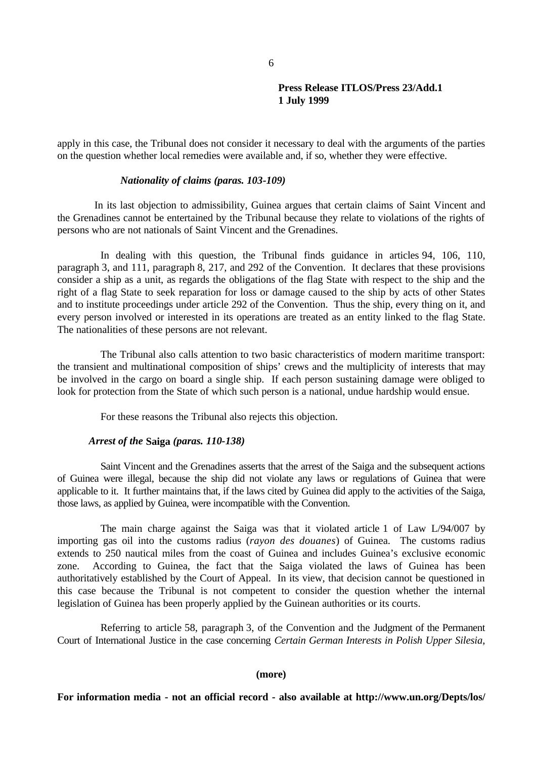apply in this case, the Tribunal does not consider it necessary to deal with the arguments of the parties on the question whether local remedies were available and, if so, whether they were effective.

***Nationality of claims (paras. 103-109)***

In its last objection to admissibility, Guinea argues that certain claims of Saint Vincent and the Grenadines cannot be entertained by the Tribunal because they relate to violations of the rights of persons who are not nationals of Saint Vincent and the Grenadines.

In dealing with this question, the Tribunal finds guidance in articles 94, 106, 110, paragraph 3, and 111, paragraph 8, 217, and 292 of the Convention. It declares that these provisions consider a ship as a unit, as regards the obligations of the flag State with respect to the ship and the right of a flag State to seek reparation for loss or damage caused to the ship by acts of other States and to institute proceedings under article 292 of the Convention. Thus the ship, every thing on it, and every person involved or interested in its operations are treated as an entity linked to the flag State. The nationalities of these persons are not relevant.

The Tribunal also calls attention to two basic characteristics of modern maritime transport: the transient and multinational composition of ships' crews and the multiplicity of interests that may be involved in the cargo on board a single ship. If each person sustaining damage were obliged to look for protection from the State of which such person is a national, undue hardship would ensue.

For these reasons the Tribunal also rejects this objection.

***Arrest of the* Saiga *(paras. 110-138)***

Saint Vincent and the Grenadines asserts that the arrest of the Saiga and the subsequent actions of Guinea were illegal, because the ship did not violate any laws or regulations of Guinea that were applicable to it. It further maintains that, if the laws cited by Guinea did apply to the activities of the Saiga, those laws, as applied by Guinea, were incompatible with the Convention.

The main charge against the Saiga was that it violated article 1 of Law L/94/007 by importing gas oil into the customs radius (*rayon des douanes*) of Guinea. The customs radius extends to 250 nautical miles from the coast of Guinea and includes Guinea's exclusive economic zone. According to Guinea, the fact that the Saiga violated the laws of Guinea has been authoritatively established by the Court of Appeal. In its view, that decision cannot be questioned in this case because the Tribunal is not competent to consider the question whether the internal legislation of Guinea has been properly applied by the Guinean authorities or its courts.

Referring to article 58, paragraph 3, of the Convention and the Judgment of the Permanent Court of International Justice in the case concerning *Certain German Interests in Polish Upper Silesia*,

**(more)**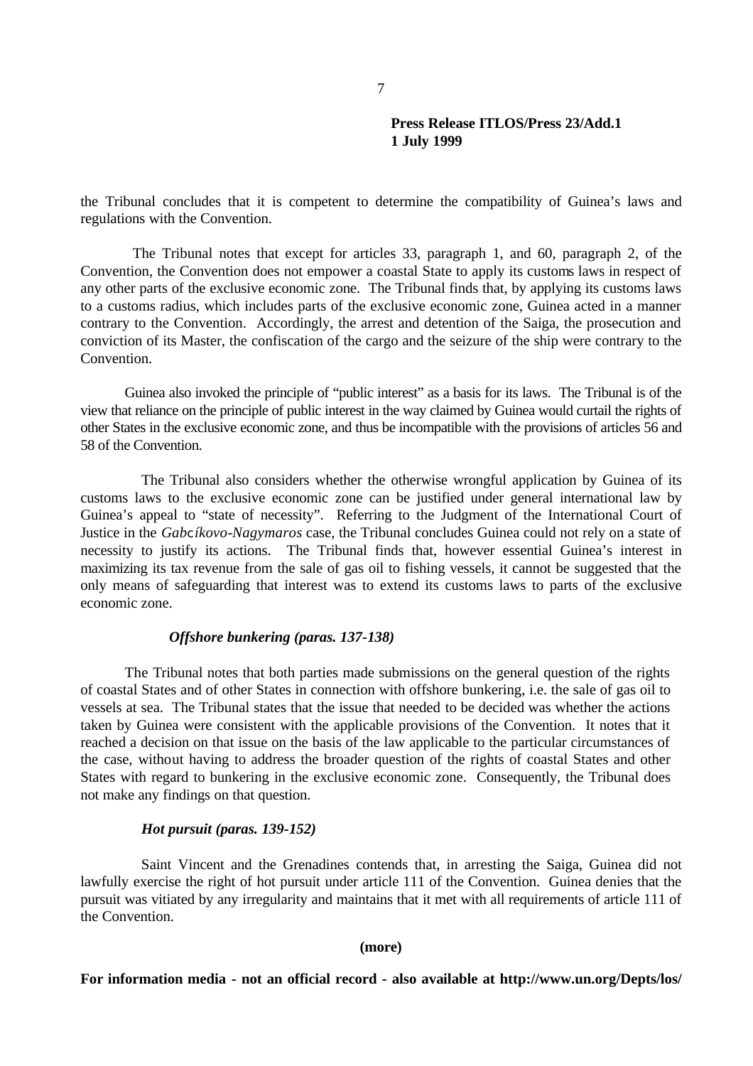the Tribunal concludes that it is competent to determine the compatibility of Guinea's laws and regulations with the Convention.

The Tribunal notes that except for articles 33, paragraph 1, and 60, paragraph 2, of the Convention, the Convention does not empower a coastal State to apply its customs laws in respect of any other parts of the exclusive economic zone. The Tribunal finds that, by applying its customs laws to a customs radius, which includes parts of the exclusive economic zone, Guinea acted in a manner contrary to the Convention. Accordingly, the arrest and detention of the Saiga, the prosecution and conviction of its Master, the confiscation of the cargo and the seizure of the ship were contrary to the Convention.

Guinea also invoked the principle of "public interest" as a basis for its laws. The Tribunal is of the view that reliance on the principle of public interest in the way claimed by Guinea would curtail the rights of other States in the exclusive economic zone, and thus be incompatible with the provisions of articles 56 and 58 of the Convention.

The Tribunal also considers whether the otherwise wrongful application by Guinea of its customs laws to the exclusive economic zone can be justified under general international law by Guinea's appeal to "state of necessity". Referring to the Judgment of the International Court of Justice in the *Gabcíkovo-Nagymaros* case, the Tribunal concludes Guinea could not rely on a state of necessity to justify its actions. The Tribunal finds that, however essential Guinea's interest in maximizing its tax revenue from the sale of gas oil to fishing vessels, it cannot be suggested that the only means of safeguarding that interest was to extend its customs laws to parts of the exclusive economic zone.

***Offshore bunkering (paras. 137-138)***

The Tribunal notes that both parties made submissions on the general question of the rights of coastal States and of other States in connection with offshore bunkering, i.e. the sale of gas oil to vessels at sea. The Tribunal states that the issue that needed to be decided was whether the actions taken by Guinea were consistent with the applicable provisions of the Convention. It notes that it reached a decision on that issue on the basis of the law applicable to the particular circumstances of the case, without having to address the broader question of the rights of coastal States and other States with regard to bunkering in the exclusive economic zone. Consequently, the Tribunal does not make any findings on that question.

***Hot pursuit (paras. 139-152)***

Saint Vincent and the Grenadines contends that, in arresting the Saiga, Guinea did not lawfully exercise the right of hot pursuit under article 111 of the Convention. Guinea denies that the pursuit was vitiated by any irregularity and maintains that it met with all requirements of article 111 of the Convention.

**(more)**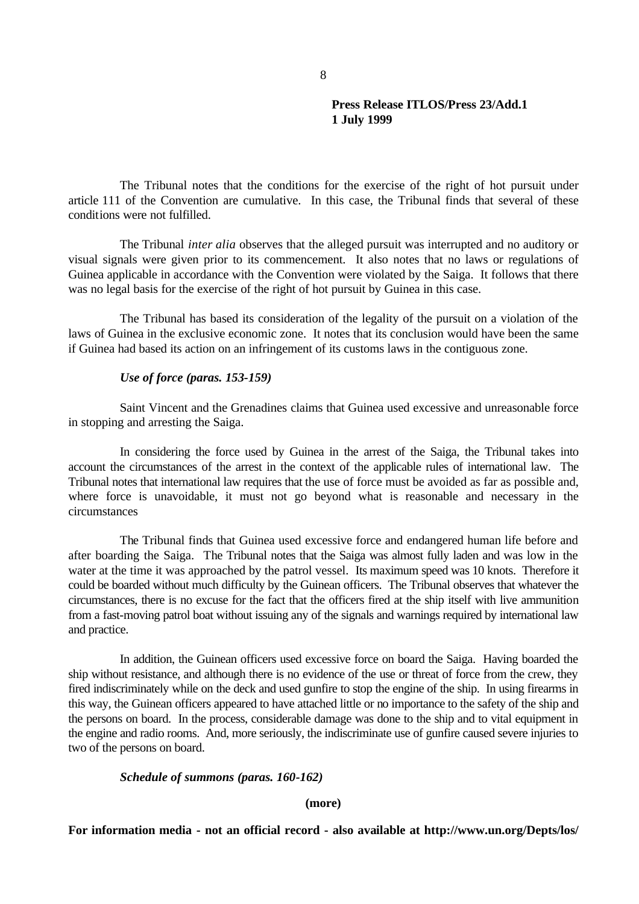The Tribunal notes that the conditions for the exercise of the right of hot pursuit under article 111 of the Convention are cumulative. In this case, the Tribunal finds that several of these conditions were not fulfilled.

The Tribunal *inter alia* observes that the alleged pursuit was interrupted and no auditory or visual signals were given prior to its commencement. It also notes that no laws or regulations of Guinea applicable in accordance with the Convention were violated by the Saiga. It follows that there was no legal basis for the exercise of the right of hot pursuit by Guinea in this case.

The Tribunal has based its consideration of the legality of the pursuit on a violation of the laws of Guinea in the exclusive economic zone. It notes that its conclusion would have been the same if Guinea had based its action on an infringement of its customs laws in the contiguous zone.

***Use of force (paras. 153-159)***

Saint Vincent and the Grenadines claims that Guinea used excessive and unreasonable force in stopping and arresting the Saiga.

In considering the force used by Guinea in the arrest of the Saiga, the Tribunal takes into account the circumstances of the arrest in the context of the applicable rules of international law. The Tribunal notes that international law requires that the use of force must be avoided as far as possible and, where force is unavoidable, it must not go beyond what is reasonable and necessary in the circumstances

The Tribunal finds that Guinea used excessive force and endangered human life before and after boarding the Saiga. The Tribunal notes that the Saiga was almost fully laden and was low in the water at the time it was approached by the patrol vessel. Its maximum speed was 10 knots. Therefore it could be boarded without much difficulty by the Guinean officers. The Tribunal observes that whatever the circumstances, there is no excuse for the fact that the officers fired at the ship itself with live ammunition from a fast-moving patrol boat without issuing any of the signals and warnings required by international law and practice.

In addition, the Guinean officers used excessive force on board the Saiga. Having boarded the ship without resistance, and although there is no evidence of the use or threat of force from the crew, they fired indiscriminately while on the deck and used gunfire to stop the engine of the ship. In using firearms in this way, the Guinean officers appeared to have attached little or no importance to the safety of the ship and the persons on board. In the process, considerable damage was done to the ship and to vital equipment in the engine and radio rooms. And, more seriously, the indiscriminate use of gunfire caused severe injuries to two of the persons on board.

***Schedule of summons (paras. 160-162)***

**(more)**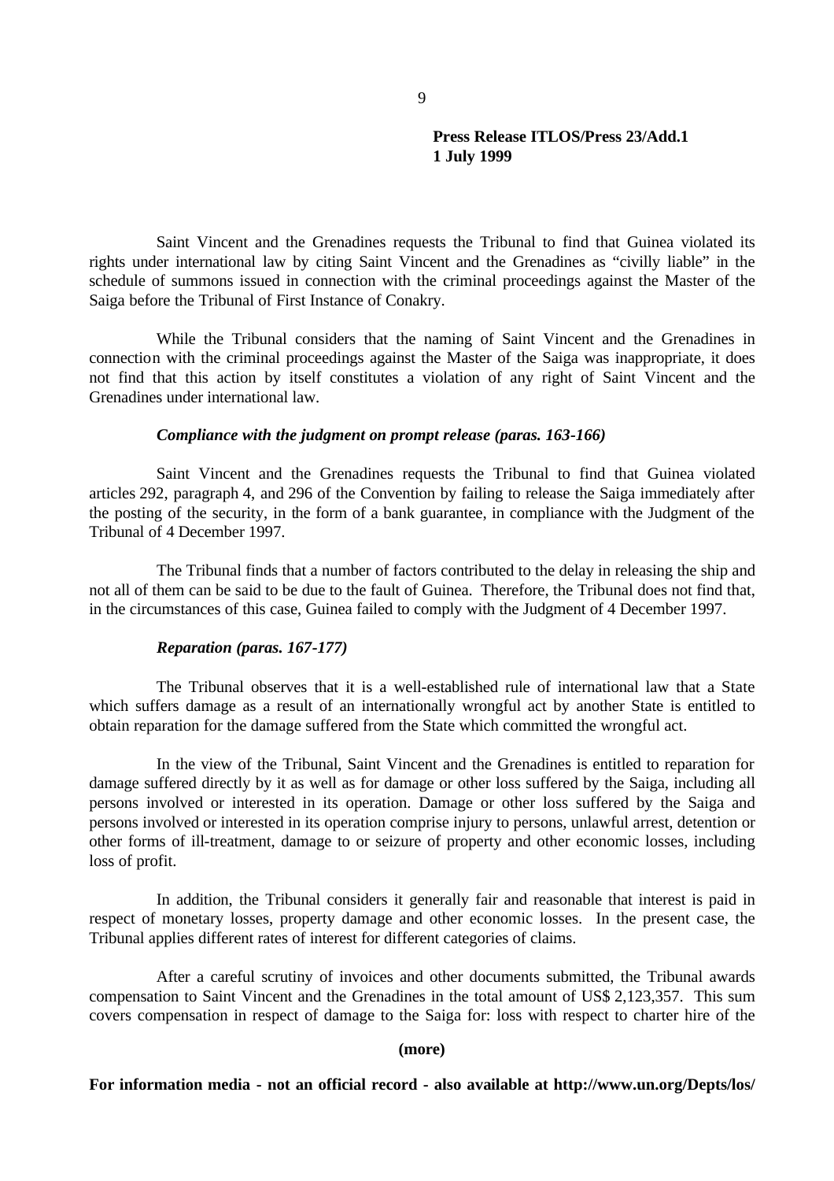Saint Vincent and the Grenadines requests the Tribunal to find that Guinea violated its rights under international law by citing Saint Vincent and the Grenadines as "civilly liable" in the schedule of summons issued in connection with the criminal proceedings against the Master of the Saiga before the Tribunal of First Instance of Conakry.

While the Tribunal considers that the naming of Saint Vincent and the Grenadines in connection with the criminal proceedings against the Master of the Saiga was inappropriate, it does not find that this action by itself constitutes a violation of any right of Saint Vincent and the Grenadines under international law.

***Compliance with the judgment on prompt release (paras. 163-166)***

Saint Vincent and the Grenadines requests the Tribunal to find that Guinea violated articles 292, paragraph 4, and 296 of the Convention by failing to release the Saiga immediately after the posting of the security, in the form of a bank guarantee, in compliance with the Judgment of the Tribunal of 4 December 1997.

The Tribunal finds that a number of factors contributed to the delay in releasing the ship and not all of them can be said to be due to the fault of Guinea. Therefore, the Tribunal does not find that, in the circumstances of this case, Guinea failed to comply with the Judgment of 4 December 1997.

***Reparation (paras. 167-177)***

The Tribunal observes that it is a well-established rule of international law that a State which suffers damage as a result of an internationally wrongful act by another State is entitled to obtain reparation for the damage suffered from the State which committed the wrongful act.

In the view of the Tribunal, Saint Vincent and the Grenadines is entitled to reparation for damage suffered directly by it as well as for damage or other loss suffered by the Saiga, including all persons involved or interested in its operation. Damage or other loss suffered by the Saiga and persons involved or interested in its operation comprise injury to persons, unlawful arrest, detention or other forms of ill-treatment, damage to or seizure of property and other economic losses, including loss of profit.

In addition, the Tribunal considers it generally fair and reasonable that interest is paid in respect of monetary losses, property damage and other economic losses. In the present case, the Tribunal applies different rates of interest for different categories of claims.

After a careful scrutiny of invoices and other documents submitted, the Tribunal awards compensation to Saint Vincent and the Grenadines in the total amount of US$ 2,123,357. This sum covers compensation in respect of damage to the Saiga for: loss with respect to charter hire of the

**(more)**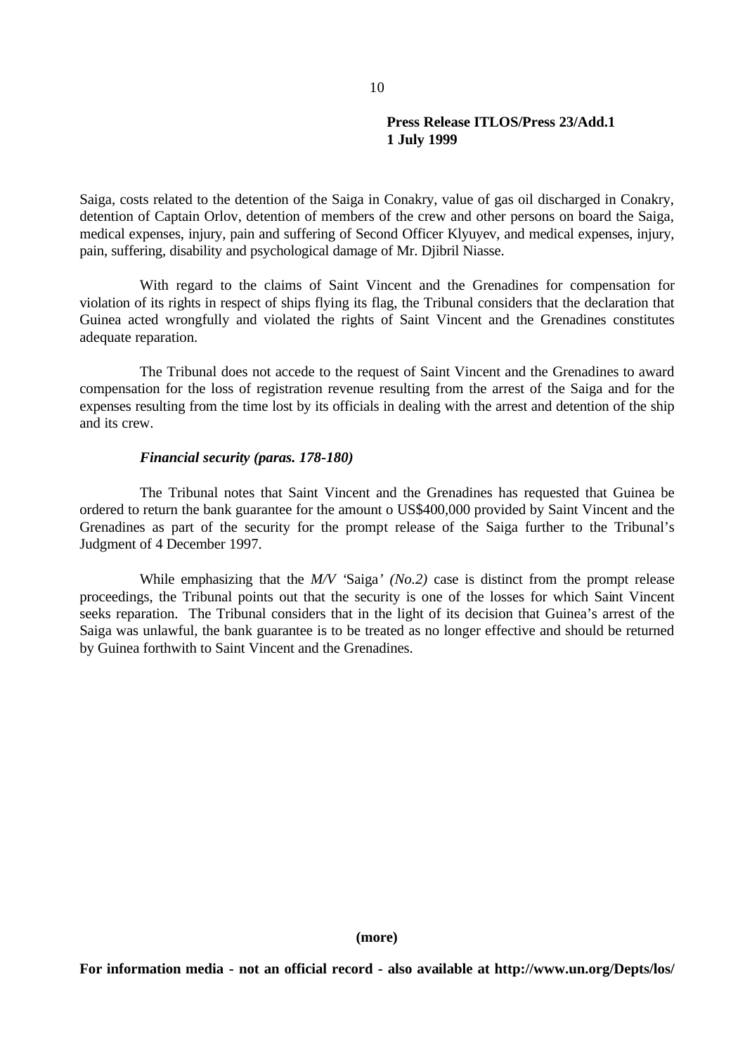Saiga, costs related to the detention of the Saiga in Conakry, value of gas oil discharged in Conakry, detention of Captain Orlov, detention of members of the crew and other persons on board the Saiga, medical expenses, injury, pain and suffering of Second Officer Klyuyev, and medical expenses, injury, pain, suffering, disability and psychological damage of Mr. Djibril Niasse.

With regard to the claims of Saint Vincent and the Grenadines for compensation for violation of its rights in respect of ships flying its flag, the Tribunal considers that the declaration that Guinea acted wrongfully and violated the rights of Saint Vincent and the Grenadines constitutes adequate reparation.

The Tribunal does not accede to the request of Saint Vincent and the Grenadines to award compensation for the loss of registration revenue resulting from the arrest of the Saiga and for the expenses resulting from the time lost by its officials in dealing with the arrest and detention of the ship and its crew.

***Financial security (paras. 178-180)***

The Tribunal notes that Saint Vincent and the Grenadines has requested that Guinea be ordered to return the bank guarantee for the amount o US$400,000 provided by Saint Vincent and the Grenadines as part of the security for the prompt release of the Saiga further to the Tribunal's Judgment of 4 December 1997.

While emphasizing that the *M/V '*Saiga*' (No.2)* case is distinct from the prompt release proceedings, the Tribunal points out that the security is one of the losses for which Saint Vincent seeks reparation. The Tribunal considers that in the light of its decision that Guinea's arrest of the Saiga was unlawful, the bank guarantee is to be treated as no longer effective and should be returned by Guinea forthwith to Saint Vincent and the Grenadines.

**(more)**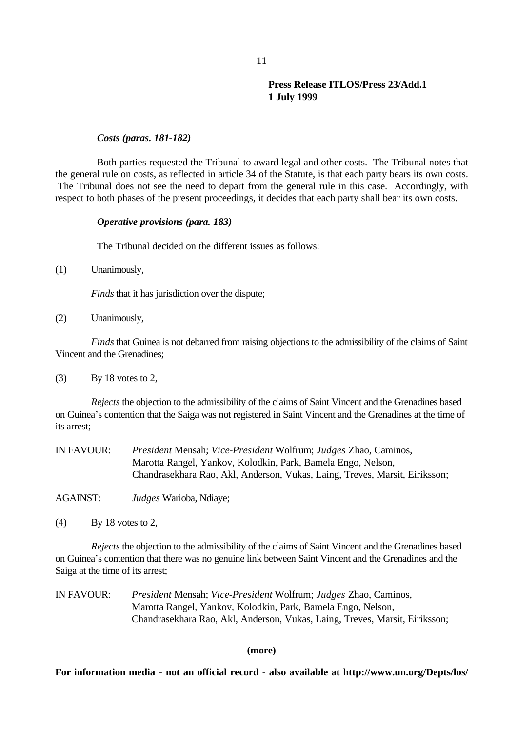**Press Release ITLOS/Press 23/Add.1**
**1 July 1999**

***Costs (paras. 181-182)***

Both parties requested the Tribunal to award legal and other costs. The Tribunal notes that the general rule on costs, as reflected in article 34 of the Statute, is that each party bears its own costs. The Tribunal does not see the need to depart from the general rule in this case. Accordingly, with respect to both phases of the present proceedings, it decides that each party shall bear its own costs.

***Operative provisions (para. 183)***

The Tribunal decided on the different issues as follows:

(1) Unanimously,

*Finds* that it has jurisdiction over the dispute;

(2) Unanimously,

*Finds* that Guinea is not debarred from raising objections to the admissibility of the claims of Saint Vincent and the Grenadines;

(3) By 18 votes to 2,

*Rejects* the objection to the admissibility of the claims of Saint Vincent and the Grenadines based on Guinea's contention that the Saiga was not registered in Saint Vincent and the Grenadines at the time of its arrest;

IN FAVOUR: *President* Mensah; *Vice-President* Wolfrum; *Judges* Zhao, Caminos, Marotta Rangel, Yankov, Kolodkin, Park, Bamela Engo, Nelson, Chandrasekhara Rao, Akl, Anderson, Vukas, Laing, Treves, Marsit, Eiriksson;

AGAINST: *Judges* Warioba, Ndiaye;

(4) By 18 votes to 2,

*Rejects* the objection to the admissibility of the claims of Saint Vincent and the Grenadines based on Guinea's contention that there was no genuine link between Saint Vincent and the Grenadines and the Saiga at the time of its arrest;

IN FAVOUR: *President* Mensah; *Vice-President* Wolfrum; *Judges* Zhao, Caminos, Marotta Rangel, Yankov, Kolodkin, Park, Bamela Engo, Nelson, Chandrasekhara Rao, Akl, Anderson, Vukas, Laing, Treves, Marsit, Eiriksson;

**(more)**

**For information media - not an official record - also available at http://www.un.org/Depts/los/**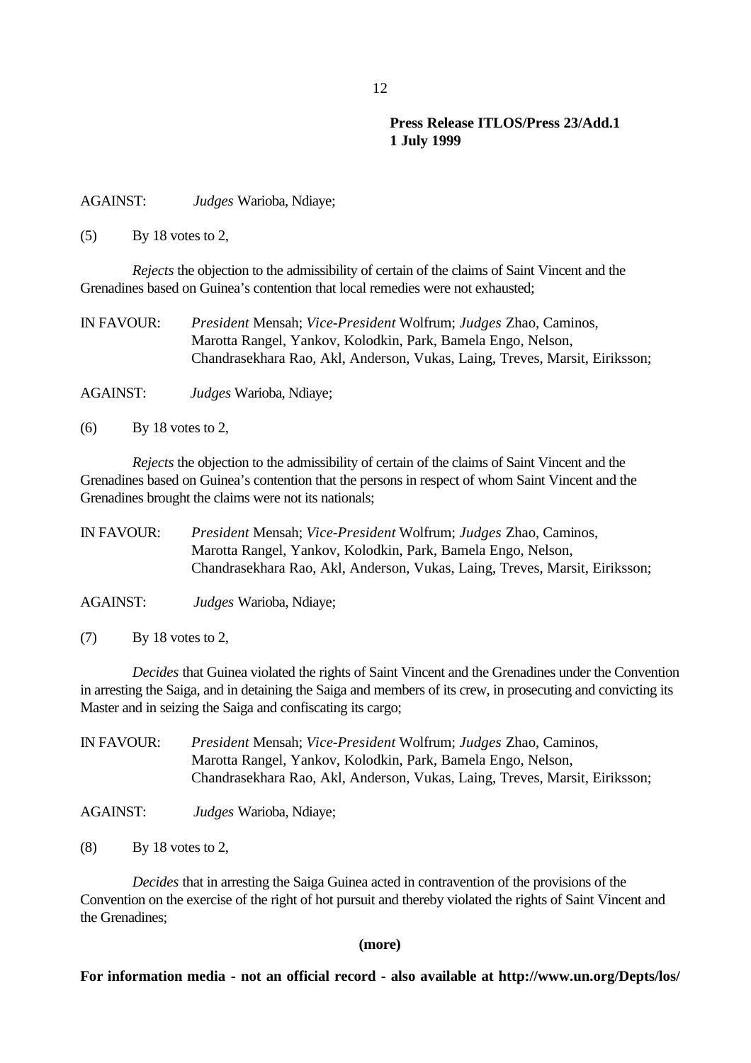**Press Release ITLOS/Press 23/Add.1**
**1 July 1999**

AGAINST: *Judges* Warioba, Ndiaye;

(5) By 18 votes to 2,

*Rejects* the objection to the admissibility of certain of the claims of Saint Vincent and the Grenadines based on Guinea's contention that local remedies were not exhausted;

IN FAVOUR: *President* Mensah; *Vice-President* Wolfrum; *Judges* Zhao, Caminos, Marotta Rangel, Yankov, Kolodkin, Park, Bamela Engo, Nelson, Chandrasekhara Rao, Akl, Anderson, Vukas, Laing, Treves, Marsit, Eiriksson;

AGAINST: *Judges* Warioba, Ndiaye;

(6) By 18 votes to 2,

*Rejects* the objection to the admissibility of certain of the claims of Saint Vincent and the Grenadines based on Guinea's contention that the persons in respect of whom Saint Vincent and the Grenadines brought the claims were not its nationals;

IN FAVOUR: *President* Mensah; *Vice-President* Wolfrum; *Judges* Zhao, Caminos, Marotta Rangel, Yankov, Kolodkin, Park, Bamela Engo, Nelson, Chandrasekhara Rao, Akl, Anderson, Vukas, Laing, Treves, Marsit, Eiriksson;

AGAINST: *Judges* Warioba, Ndiaye;

(7) By 18 votes to 2,

*Decides* that Guinea violated the rights of Saint Vincent and the Grenadines under the Convention in arresting the Saiga, and in detaining the Saiga and members of its crew, in prosecuting and convicting its Master and in seizing the Saiga and confiscating its cargo;

IN FAVOUR: *President* Mensah; *Vice-President* Wolfrum; *Judges* Zhao, Caminos, Marotta Rangel, Yankov, Kolodkin, Park, Bamela Engo, Nelson, Chandrasekhara Rao, Akl, Anderson, Vukas, Laing, Treves, Marsit, Eiriksson;

AGAINST: *Judges* Warioba, Ndiaye;

(8) By 18 votes to 2,

*Decides* that in arresting the Saiga Guinea acted in contravention of the provisions of the Convention on the exercise of the right of hot pursuit and thereby violated the rights of Saint Vincent and the Grenadines;

**(more)**

**For information media - not an official record - also available at http://www.un.org/Depts/los/**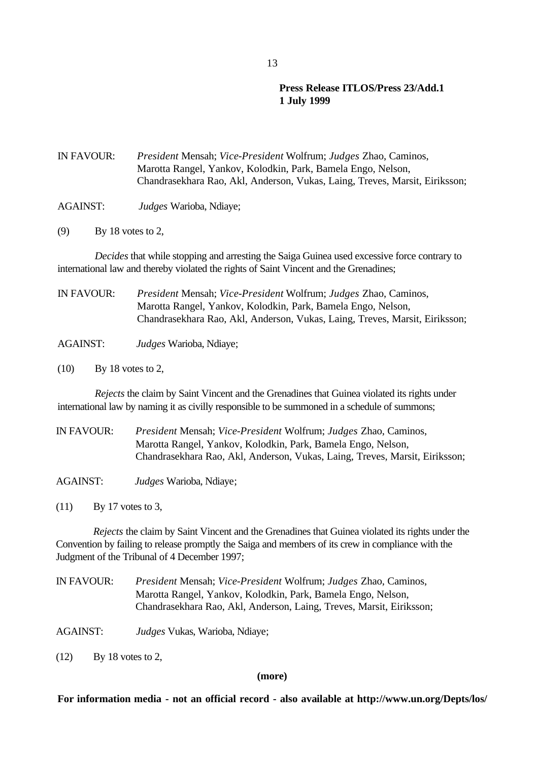**Press Release ITLOS/Press 23/Add.1**
**1 July 1999**

IN FAVOUR: *President* Mensah; *Vice-President* Wolfrum; *Judges* Zhao, Caminos, Marotta Rangel, Yankov, Kolodkin, Park, Bamela Engo, Nelson, Chandrasekhara Rao, Akl, Anderson, Vukas, Laing, Treves, Marsit, Eiriksson;

AGAINST: *Judges* Warioba, Ndiaye;

(9) By 18 votes to 2,

*Decides* that while stopping and arresting the Saiga Guinea used excessive force contrary to international law and thereby violated the rights of Saint Vincent and the Grenadines;

IN FAVOUR: *President* Mensah; *Vice-President* Wolfrum; *Judges* Zhao, Caminos, Marotta Rangel, Yankov, Kolodkin, Park, Bamela Engo, Nelson, Chandrasekhara Rao, Akl, Anderson, Vukas, Laing, Treves, Marsit, Eiriksson;

AGAINST: *Judges* Warioba, Ndiaye;

(10) By 18 votes to 2,

*Rejects* the claim by Saint Vincent and the Grenadines that Guinea violated its rights under international law by naming it as civilly responsible to be summoned in a schedule of summons;

IN FAVOUR: *President* Mensah; *Vice-President* Wolfrum; *Judges* Zhao, Caminos, Marotta Rangel, Yankov, Kolodkin, Park, Bamela Engo, Nelson, Chandrasekhara Rao, Akl, Anderson, Vukas, Laing, Treves, Marsit, Eiriksson;

AGAINST: *Judges* Warioba, Ndiaye;

(11) By 17 votes to 3,

*Rejects* the claim by Saint Vincent and the Grenadines that Guinea violated its rights under the Convention by failing to release promptly the Saiga and members of its crew in compliance with the Judgment of the Tribunal of 4 December 1997;

IN FAVOUR: *President* Mensah; *Vice-President* Wolfrum; *Judges* Zhao, Caminos, Marotta Rangel, Yankov, Kolodkin, Park, Bamela Engo, Nelson, Chandrasekhara Rao, Akl, Anderson, Laing, Treves, Marsit, Eiriksson;

AGAINST: *Judges* Vukas, Warioba, Ndiaye;

(12) By 18 votes to 2,

**(more)**

**For information media - not an official record - also available at http://www.un.org/Depts/los/**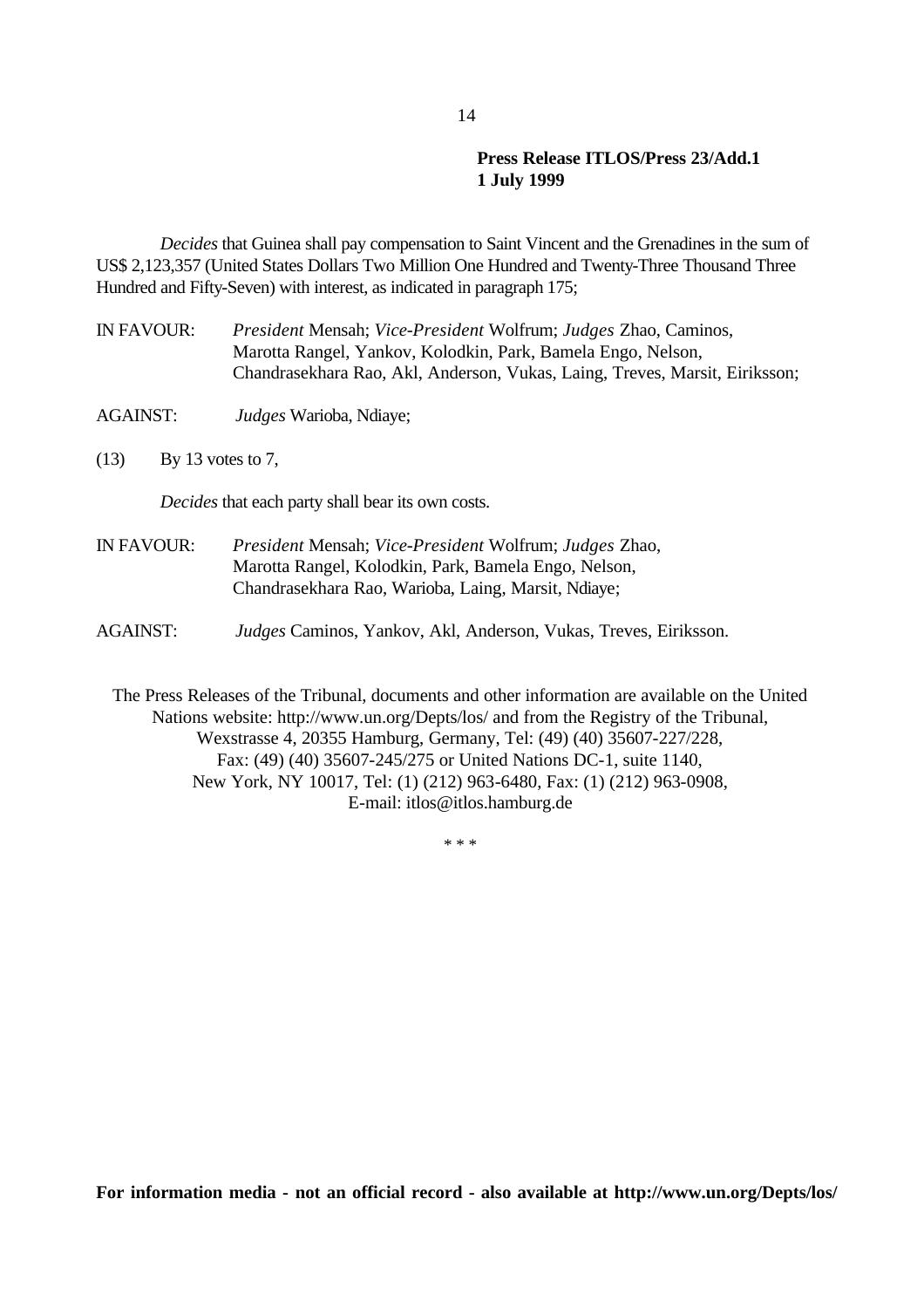**Press Release ITLOS/Press 23/Add.1**
**1 July 1999**

*Decides* that Guinea shall pay compensation to Saint Vincent and the Grenadines in the sum of US$ 2,123,357 (United States Dollars Two Million One Hundred and Twenty-Three Thousand Three Hundred and Fifty-Seven) with interest, as indicated in paragraph 175;

IN FAVOUR: *President* Mensah; *Vice-President* Wolfrum; *Judges* Zhao, Caminos, Marotta Rangel, Yankov, Kolodkin, Park, Bamela Engo, Nelson, Chandrasekhara Rao, Akl, Anderson, Vukas, Laing, Treves, Marsit, Eiriksson;

AGAINST: *Judges* Warioba, Ndiaye;

(13) By 13 votes to 7,

*Decides* that each party shall bear its own costs.

IN FAVOUR: *President* Mensah; *Vice-President* Wolfrum; *Judges* Zhao, Marotta Rangel, Kolodkin, Park, Bamela Engo, Nelson, Chandrasekhara Rao, Warioba, Laing, Marsit, Ndiaye;

AGAINST: *Judges* Caminos, Yankov, Akl, Anderson, Vukas, Treves, Eiriksson.

The Press Releases of the Tribunal, documents and other information are available on the United Nations website: http://www.un.org/Depts/los/ and from the Registry of the Tribunal, Wexstrasse 4, 20355 Hamburg, Germany, Tel: (49) (40) 35607-227/228, Fax: (49) (40) 35607-245/275 or United Nations DC-1, suite 1140, New York, NY 10017, Tel: (1) (212) 963-6480, Fax: (1) (212) 963-0908, E-mail: itlos@itlos.hamburg.de

\* \* \*

**For information media - not an official record - also available at http://www.un.org/Depts/los/**